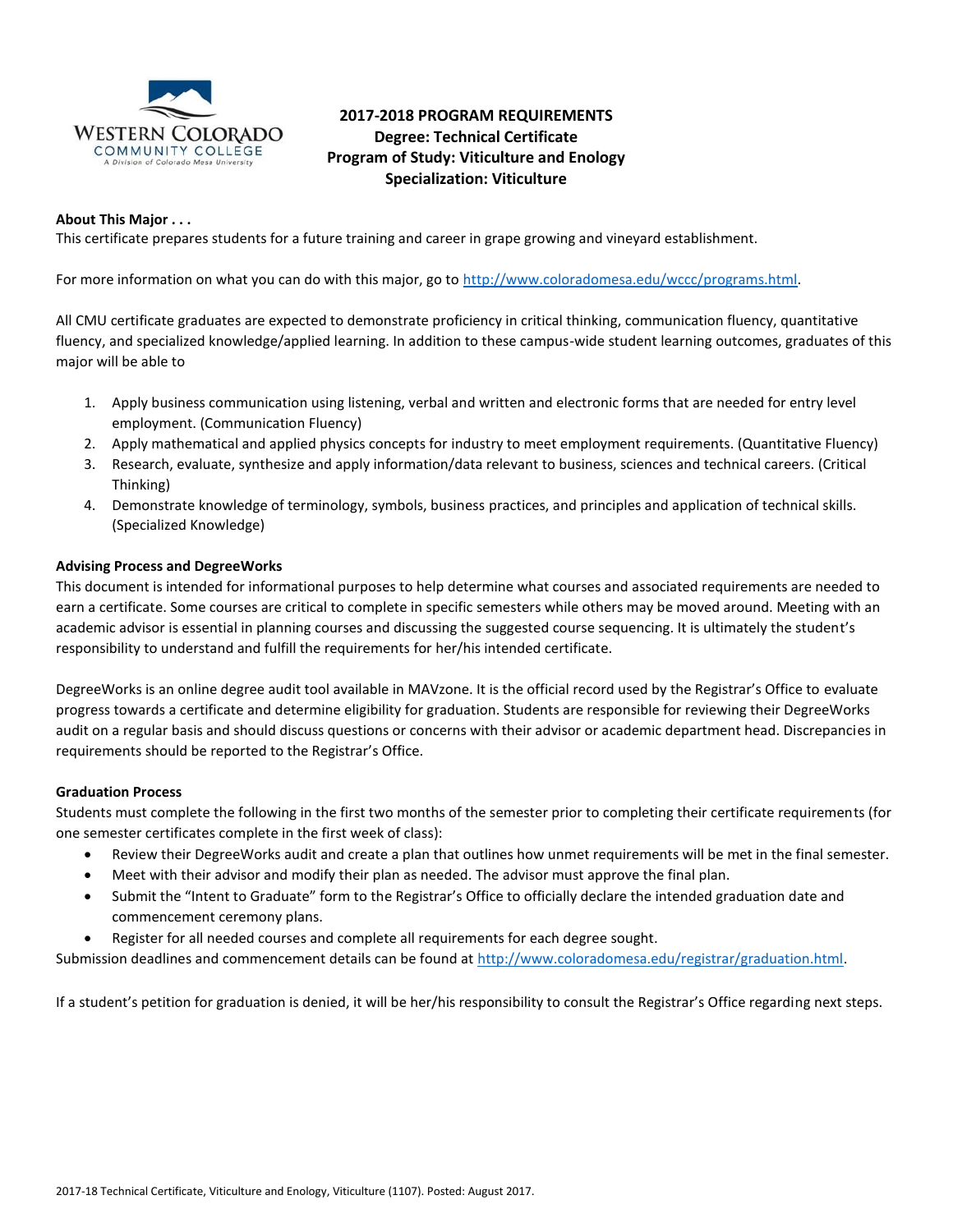# 2017-2018 PROGRAM REQUIREMENTS
## Degree: Technical Certificate
## Program of Study: Viticulture and Enology
## Specialization: Viticulture

**About This Major . . .**

This certificate prepares students for a future training and career in grape growing and vineyard establishment.

For more information on what you can do with this major, go to http://www.coloradomesa.edu/wccc/programs.html.

All CMU certificate graduates are expected to demonstrate proficiency in critical thinking, communication fluency, quantitative fluency, and specialized knowledge/applied learning. In addition to these campus-wide student learning outcomes, graduates of this major will be able to

1. Apply business communication using listening, verbal and written and electronic forms that are needed for entry level employment. (Communication Fluency)
2. Apply mathematical and applied physics concepts for industry to meet employment requirements. (Quantitative Fluency)
3. Research, evaluate, synthesize and apply information/data relevant to business, sciences and technical careers. (Critical Thinking)
4. Demonstrate knowledge of terminology, symbols, business practices, and principles and application of technical skills. (Specialized Knowledge)

**Advising Process and DegreeWorks**

This document is intended for informational purposes to help determine what courses and associated requirements are needed to earn a certificate. Some courses are critical to complete in specific semesters while others may be moved around. Meeting with an academic advisor is essential in planning courses and discussing the suggested course sequencing. It is ultimately the student's responsibility to understand and fulfill the requirements for her/his intended certificate.

DegreeWorks is an online degree audit tool available in MAVzone. It is the official record used by the Registrar's Office to evaluate progress towards a certificate and determine eligibility for graduation. Students are responsible for reviewing their DegreeWorks audit on a regular basis and should discuss questions or concerns with their advisor or academic department head. Discrepancies in requirements should be reported to the Registrar's Office.

**Graduation Process**

Students must complete the following in the first two months of the semester prior to completing their certificate requirements (for one semester certificates complete in the first week of class):

- Review their DegreeWorks audit and create a plan that outlines how unmet requirements will be met in the final semester.
- Meet with their advisor and modify their plan as needed. The advisor must approve the final plan.
- Submit the "Intent to Graduate" form to the Registrar's Office to officially declare the intended graduation date and commencement ceremony plans.
- Register for all needed courses and complete all requirements for each degree sought.

Submission deadlines and commencement details can be found at http://www.coloradomesa.edu/registrar/graduation.html.

If a student's petition for graduation is denied, it will be her/his responsibility to consult the Registrar's Office regarding next steps.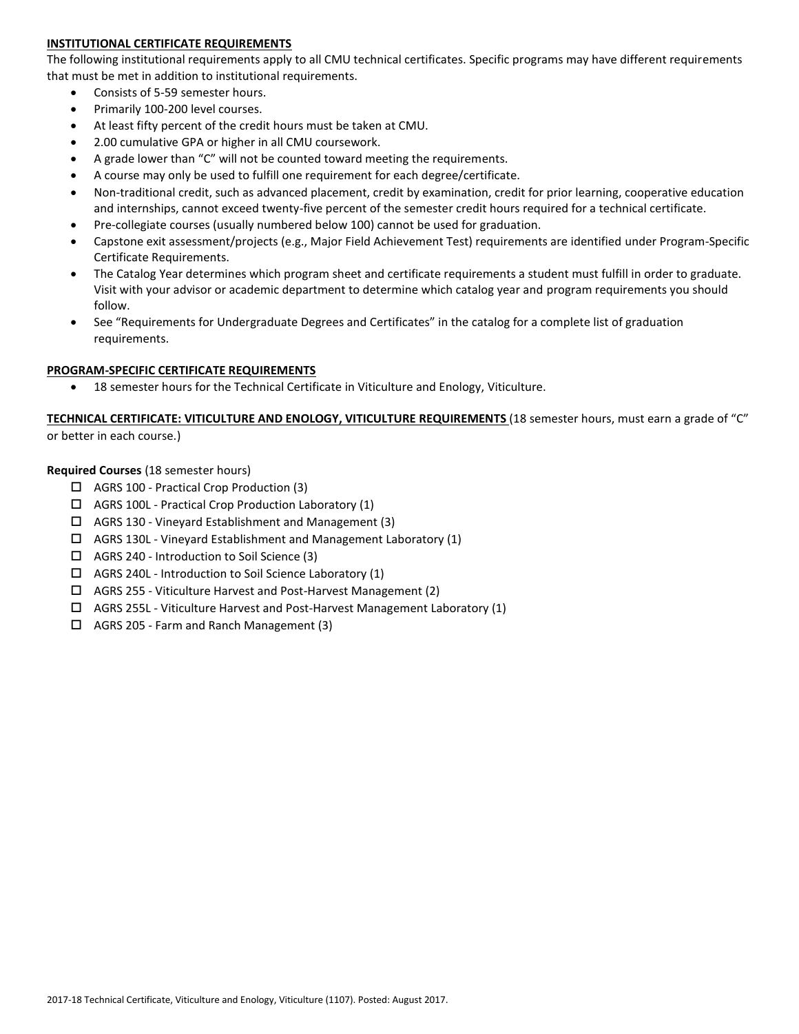**INSTITUTIONAL CERTIFICATE REQUIREMENTS**

The following institutional requirements apply to all CMU technical certificates. Specific programs may have different requirements that must be met in addition to institutional requirements.

- Consists of 5-59 semester hours.
- Primarily 100-200 level courses.
- At least fifty percent of the credit hours must be taken at CMU.
- 2.00 cumulative GPA or higher in all CMU coursework.
- A grade lower than "C" will not be counted toward meeting the requirements.
- A course may only be used to fulfill one requirement for each degree/certificate.
- Non-traditional credit, such as advanced placement, credit by examination, credit for prior learning, cooperative education and internships, cannot exceed twenty-five percent of the semester credit hours required for a technical certificate.
- Pre-collegiate courses (usually numbered below 100) cannot be used for graduation.
- Capstone exit assessment/projects (e.g., Major Field Achievement Test) requirements are identified under Program-Specific Certificate Requirements.
- The Catalog Year determines which program sheet and certificate requirements a student must fulfill in order to graduate. Visit with your advisor or academic department to determine which catalog year and program requirements you should follow.
- See "Requirements for Undergraduate Degrees and Certificates" in the catalog for a complete list of graduation requirements.

**PROGRAM-SPECIFIC CERTIFICATE REQUIREMENTS**

- 18 semester hours for the Technical Certificate in Viticulture and Enology, Viticulture.

**TECHNICAL CERTIFICATE: VITICULTURE AND ENOLOGY, VITICULTURE REQUIREMENTS** (18 semester hours, must earn a grade of "C" or better in each course.)

**Required Courses** (18 semester hours)

- ☐ AGRS 100 - Practical Crop Production (3)
- ☐ AGRS 100L - Practical Crop Production Laboratory (1)
- ☐ AGRS 130 - Vineyard Establishment and Management (3)
- ☐ AGRS 130L - Vineyard Establishment and Management Laboratory (1)
- ☐ AGRS 240 - Introduction to Soil Science (3)
- ☐ AGRS 240L - Introduction to Soil Science Laboratory (1)
- ☐ AGRS 255 - Viticulture Harvest and Post-Harvest Management (2)
- ☐ AGRS 255L - Viticulture Harvest and Post-Harvest Management Laboratory (1)
- ☐ AGRS 205 - Farm and Ranch Management (3)